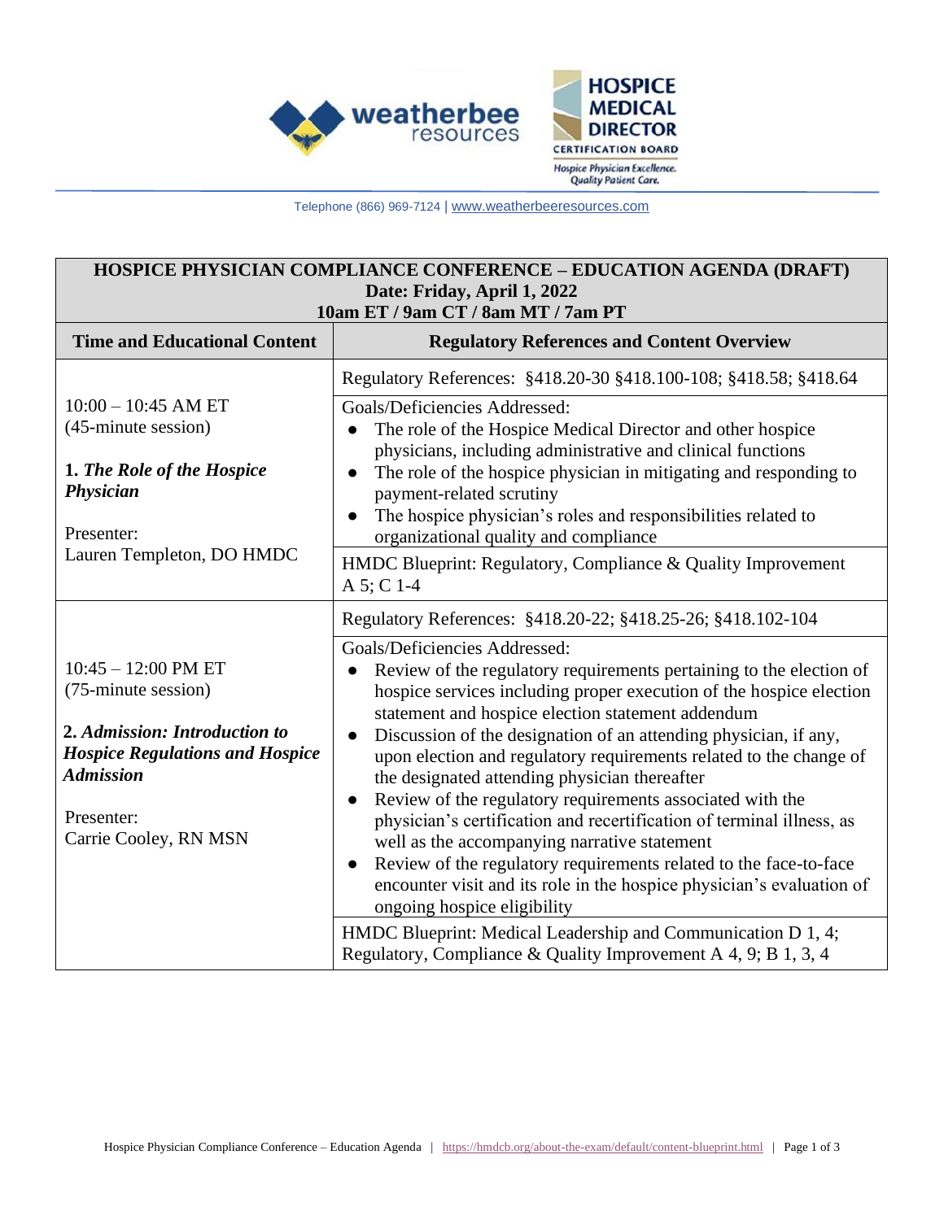Telephone (866) 969-7124 | www.weatherbeeresources.com

| HOSPICE PHYSICIAN COMPLIANCE CONFERENCE – EDUCATION AGENDA (DRAFT)<br>Date: Friday, April 1, 2022<br>10am ET / 9am CT / 8am MT / 7am PT | |
|---|---|
| **Time and Educational Content** | **Regulatory References and Content Overview** |
| 10:00 – 10:45 AM ET<br>(45-minute session)<br><br>**1.** ***The Role of the Hospice Physician***<br><br>Presenter:<br>Lauren Templeton, DO HMDC | Regulatory References: §418.20-30 §418.100-108; §418.58; §418.64<br><br>Goals/Deficiencies Addressed:<br>● The role of the Hospice Medical Director and other hospice physicians, including administrative and clinical functions<br>● The role of the hospice physician in mitigating and responding to payment-related scrutiny<br>● The hospice physician's roles and responsibilities related to organizational quality and compliance<br><br>HMDC Blueprint: Regulatory, Compliance & Quality Improvement A 5; C 1-4 |
| 10:45 – 12:00 PM ET<br>(75-minute session)<br><br>**2.** ***Admission: Introduction to Hospice Regulations and Hospice Admission***<br><br>Presenter:<br>Carrie Cooley, RN MSN | Regulatory References: §418.20-22; §418.25-26; §418.102-104<br><br>Goals/Deficiencies Addressed:<br>● Review of the regulatory requirements pertaining to the election of hospice services including proper execution of the hospice election statement and hospice election statement addendum<br>● Discussion of the designation of an attending physician, if any, upon election and regulatory requirements related to the change of the designated attending physician thereafter<br>● Review of the regulatory requirements associated with the physician's certification and recertification of terminal illness, as well as the accompanying narrative statement<br>● Review of the regulatory requirements related to the face-to-face encounter visit and its role in the hospice physician's evaluation of ongoing hospice eligibility<br><br>HMDC Blueprint: Medical Leadership and Communication D 1, 4; Regulatory, Compliance & Quality Improvement A 4, 9; B 1, 3, 4 |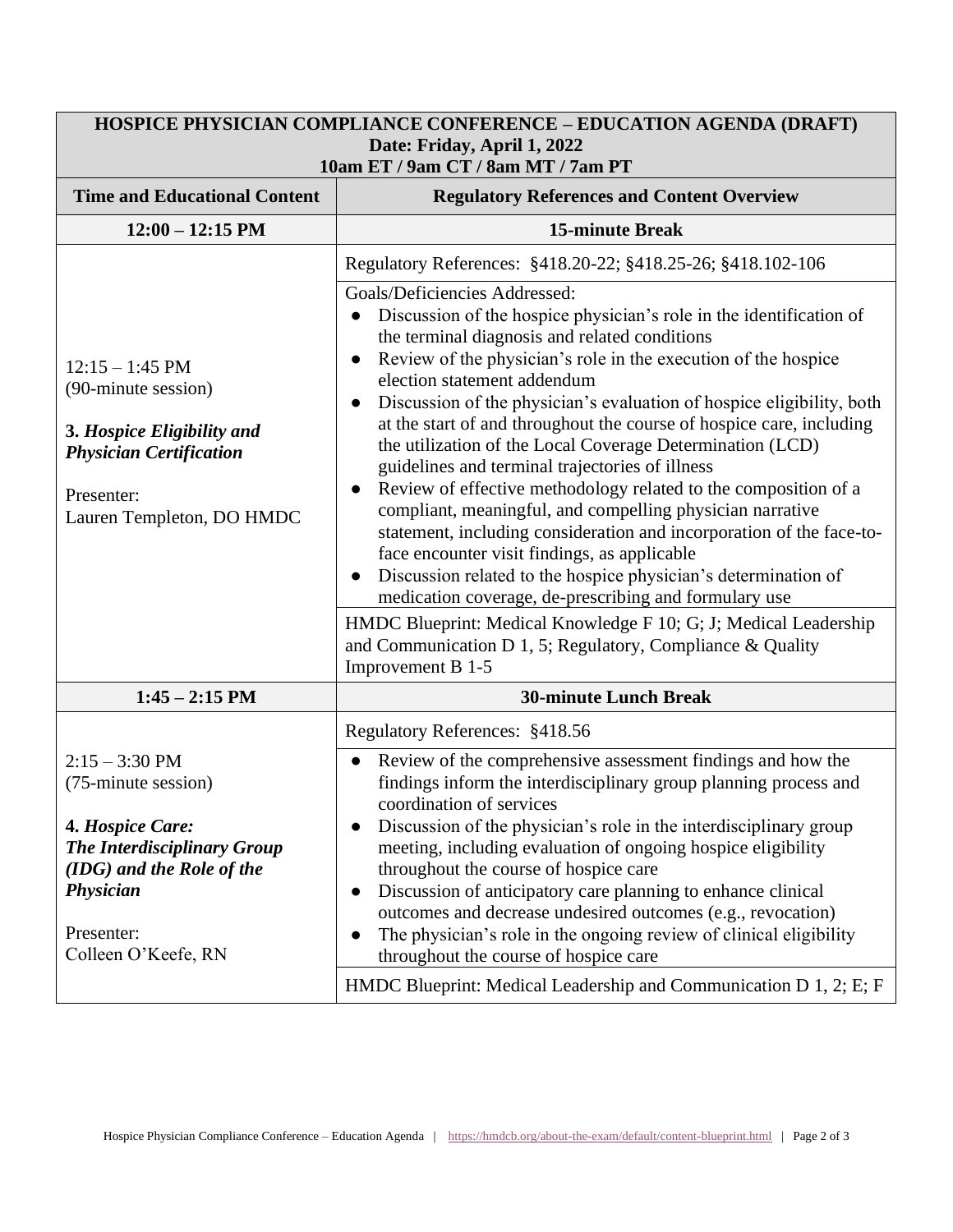| HOSPICE PHYSICIAN COMPLIANCE CONFERENCE – EDUCATION AGENDA (DRAFT)<br>Date: Friday, April 1, 2022<br>10am ET / 9am CT / 8am MT / 7am PT | |
|---|---|
| **Time and Educational Content** | **Regulatory References and Content Overview** |
| **12:00 – 12:15 PM** | **15-minute Break** |
| 12:15 – 1:45 PM<br>(90-minute session)<br><br>**3. *Hospice Eligibility and Physician Certification***<br><br>Presenter:<br>Lauren Templeton, DO HMDC | Regulatory References: §418.20-22; §418.25-26; §418.102-106<br><br>Goals/Deficiencies Addressed:<br>● Discussion of the hospice physician's role in the identification of the terminal diagnosis and related conditions<br>● Review of the physician's role in the execution of the hospice election statement addendum<br>● Discussion of the physician's evaluation of hospice eligibility, both at the start of and throughout the course of hospice care, including the utilization of the Local Coverage Determination (LCD) guidelines and terminal trajectories of illness<br>● Review of effective methodology related to the composition of a compliant, meaningful, and compelling physician narrative statement, including consideration and incorporation of the face-to-face encounter visit findings, as applicable<br>● Discussion related to the hospice physician's determination of medication coverage, de-prescribing and formulary use<br><br>HMDC Blueprint: Medical Knowledge F 10; G; J; Medical Leadership and Communication D 1, 5; Regulatory, Compliance & Quality Improvement B 1-5 |
| **1:45 – 2:15 PM** | **30-minute Lunch Break** |
| 2:15 – 3:30 PM<br>(75-minute session)<br><br>**4. *Hospice Care: The Interdisciplinary Group (IDG) and the Role of the Physician***<br><br>Presenter:<br>Colleen O'Keefe, RN | Regulatory References: §418.56<br><br>● Review of the comprehensive assessment findings and how the findings inform the interdisciplinary group planning process and coordination of services<br>● Discussion of the physician's role in the interdisciplinary group meeting, including evaluation of ongoing hospice eligibility throughout the course of hospice care<br>● Discussion of anticipatory care planning to enhance clinical outcomes and decrease undesired outcomes (e.g., revocation)<br>● The physician's role in the ongoing review of clinical eligibility throughout the course of hospice care<br><br>HMDC Blueprint: Medical Leadership and Communication D 1, 2; E; F |

Hospice Physician Compliance Conference – Education Agenda | https://hmdcb.org/about-the-exam/default/content-blueprint.html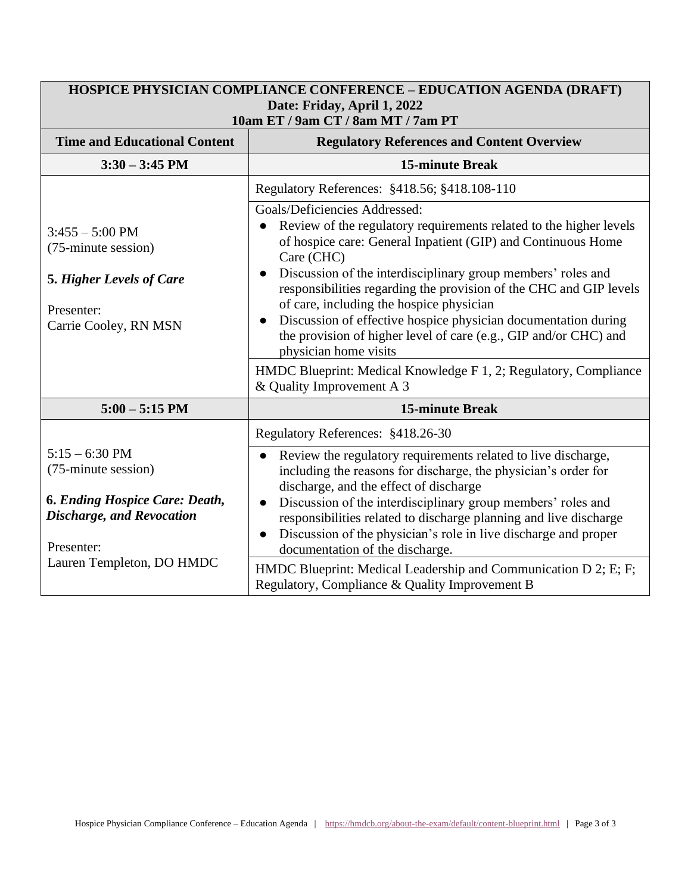| HOSPICE PHYSICIAN COMPLIANCE CONFERENCE – EDUCATION AGENDA (DRAFT)<br>Date: Friday, April 1, 2022<br>10am ET / 9am CT / 8am MT / 7am PT | |
|---|---|
| **Time and Educational Content** | **Regulatory References and Content Overview** |
| **3:30 – 3:45 PM** | **15-minute Break** |
| 3:455 – 5:00 PM<br>(75-minute session)<br><br>**5. *Higher Levels of Care***<br><br>Presenter:<br>Carrie Cooley, RN MSN | Regulatory References: §418.56; §418.108-110<br><br>Goals/Deficiencies Addressed:<br>● Review of the regulatory requirements related to the higher levels of hospice care: General Inpatient (GIP) and Continuous Home Care (CHC)<br>● Discussion of the interdisciplinary group members' roles and responsibilities regarding the provision of the CHC and GIP levels of care, including the hospice physician<br>● Discussion of effective hospice physician documentation during the provision of higher level of care (e.g., GIP and/or CHC) and physician home visits<br><br>HMDC Blueprint: Medical Knowledge F 1, 2; Regulatory, Compliance & Quality Improvement A 3 |
| **5:00 – 5:15 PM** | **15-minute Break** |
| 5:15 – 6:30 PM<br>(75-minute session)<br><br>**6. *Ending Hospice Care: Death, Discharge, and Revocation***<br><br>Presenter:<br>Lauren Templeton, DO HMDC | Regulatory References: §418.26-30<br><br>● Review the regulatory requirements related to live discharge, including the reasons for discharge, the physician's order for discharge, and the effect of discharge<br>● Discussion of the interdisciplinary group members' roles and responsibilities related to discharge planning and live discharge<br>● Discussion of the physician's role in live discharge and proper documentation of the discharge.<br><br>HMDC Blueprint: Medical Leadership and Communication D 2; E; F; Regulatory, Compliance & Quality Improvement B |